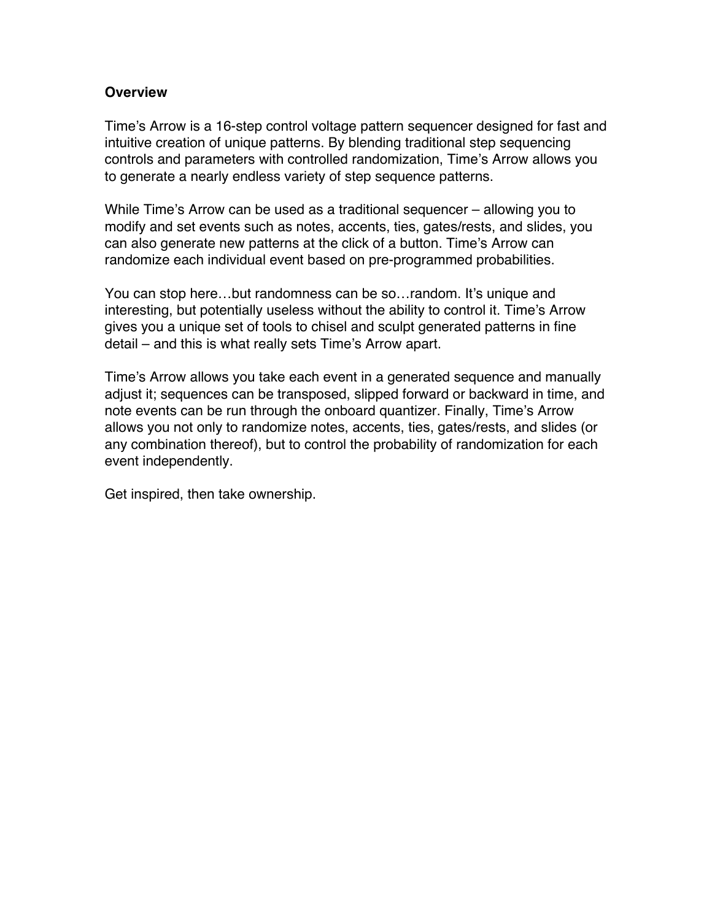**Overview**

Time's Arrow is a 16-step control voltage pattern sequencer designed for fast and intuitive creation of unique patterns. By blending traditional step sequencing controls and parameters with controlled randomization, Time's Arrow allows you to generate a nearly endless variety of step sequence patterns.

While Time's Arrow can be used as a traditional sequencer – allowing you to modify and set events such as notes, accents, ties, gates/rests, and slides, you can also generate new patterns at the click of a button. Time's Arrow can randomize each individual event based on pre-programmed probabilities.

You can stop here…but randomness can be so…random. It's unique and interesting, but potentially useless without the ability to control it. Time's Arrow gives you a unique set of tools to chisel and sculpt generated patterns in fine detail – and this is what really sets Time's Arrow apart.

Time's Arrow allows you take each event in a generated sequence and manually adjust it; sequences can be transposed, slipped forward or backward in time, and note events can be run through the onboard quantizer. Finally, Time's Arrow allows you not only to randomize notes, accents, ties, gates/rests, and slides (or any combination thereof), but to control the probability of randomization for each event independently.

Get inspired, then take ownership.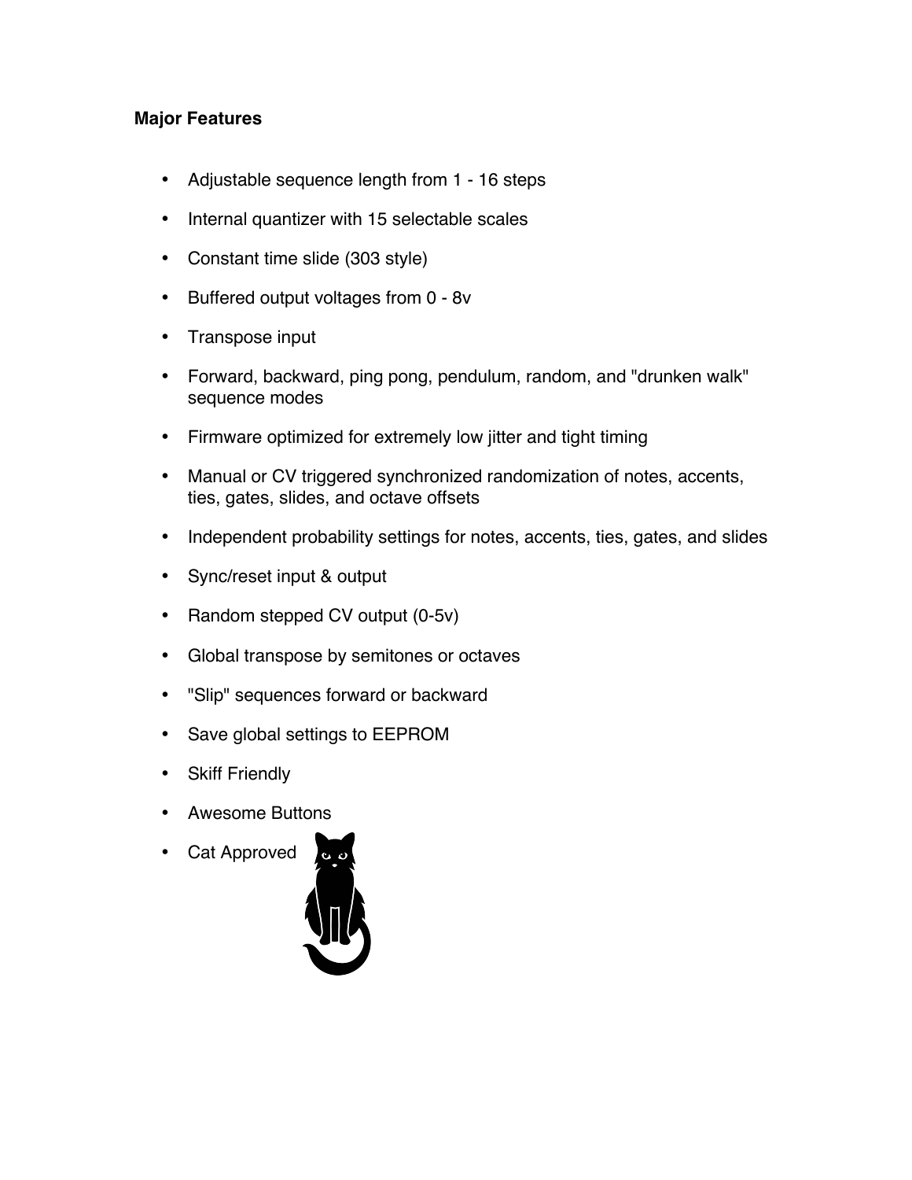**Major Features**

- Adjustable sequence length from 1 - 16 steps
- Internal quantizer with 15 selectable scales
- Constant time slide (303 style)
- Buffered output voltages from 0 - 8v
- Transpose input
- Forward, backward, ping pong, pendulum, random, and "drunken walk" sequence modes
- Firmware optimized for extremely low jitter and tight timing
- Manual or CV triggered synchronized randomization of notes, accents, ties, gates, slides, and octave offsets
- Independent probability settings for notes, accents, ties, gates, and slides
- Sync/reset input & output
- Random stepped CV output (0-5v)
- Global transpose by semitones or octaves
- "Slip" sequences forward or backward
- Save global settings to EEPROM
- Skiff Friendly
- Awesome Buttons
- Cat Approved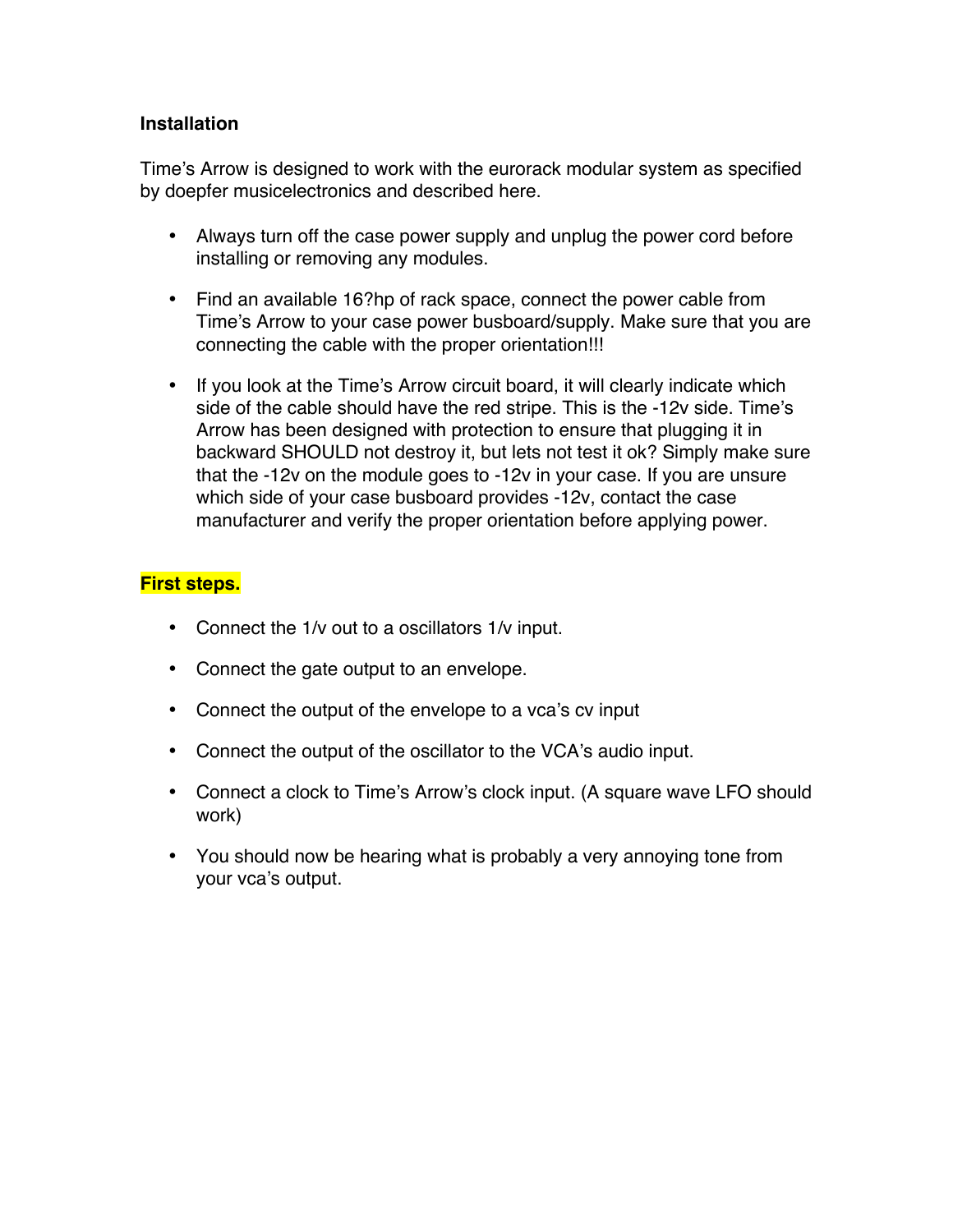**Installation**

Time's Arrow is designed to work with the eurorack modular system as specified by doepfer musicelectronics and described here.

- Always turn off the case power supply and unplug the power cord before installing or removing any modules.
- Find an available 16?hp of rack space, connect the power cable from Time's Arrow to your case power busboard/supply. Make sure that you are connecting the cable with the proper orientation!!!
- If you look at the Time's Arrow circuit board, it will clearly indicate which side of the cable should have the red stripe. This is the -12v side. Time's Arrow has been designed with protection to ensure that plugging it in backward SHOULD not destroy it, but lets not test it ok? Simply make sure that the -12v on the module goes to -12v in your case. If you are unsure which side of your case busboard provides -12v, contact the case manufacturer and verify the proper orientation before applying power.

**First steps.**

- Connect the 1/v out to a oscillators 1/v input.
- Connect the gate output to an envelope.
- Connect the output of the envelope to a vca's cv input
- Connect the output of the oscillator to the VCA's audio input.
- Connect a clock to Time's Arrow's clock input. (A square wave LFO should work)
- You should now be hearing what is probably a very annoying tone from your vca's output.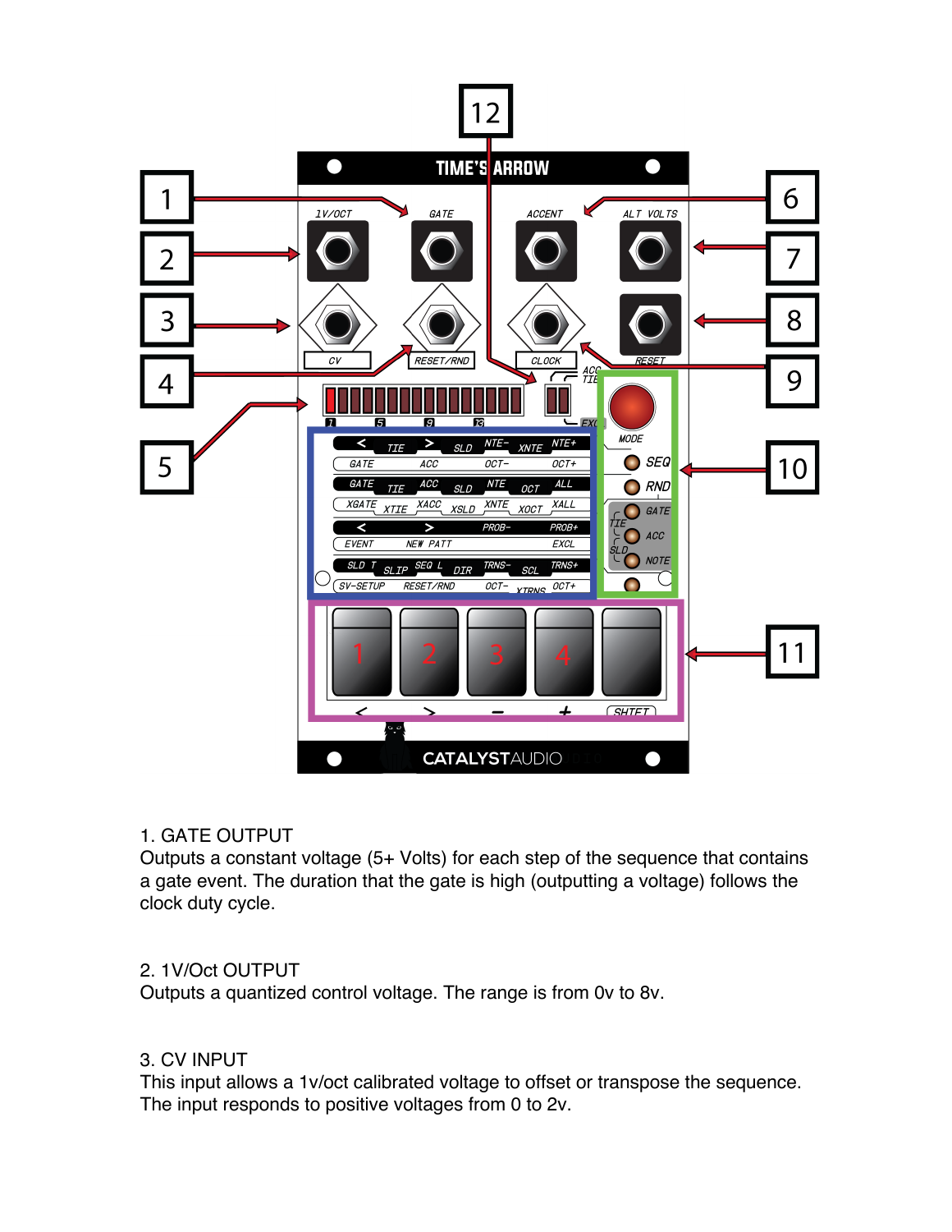1. GATE OUTPUT
Outputs a constant voltage (5+ Volts) for each step of the sequence that contains a gate event. The duration that the gate is high (outputting a voltage) follows the clock duty cycle.

2. 1V/Oct OUTPUT
Outputs a quantized control voltage. The range is from 0v to 8v.

3. CV INPUT
This input allows a 1v/oct calibrated voltage to offset or transpose the sequence. The input responds to positive voltages from 0 to 2v.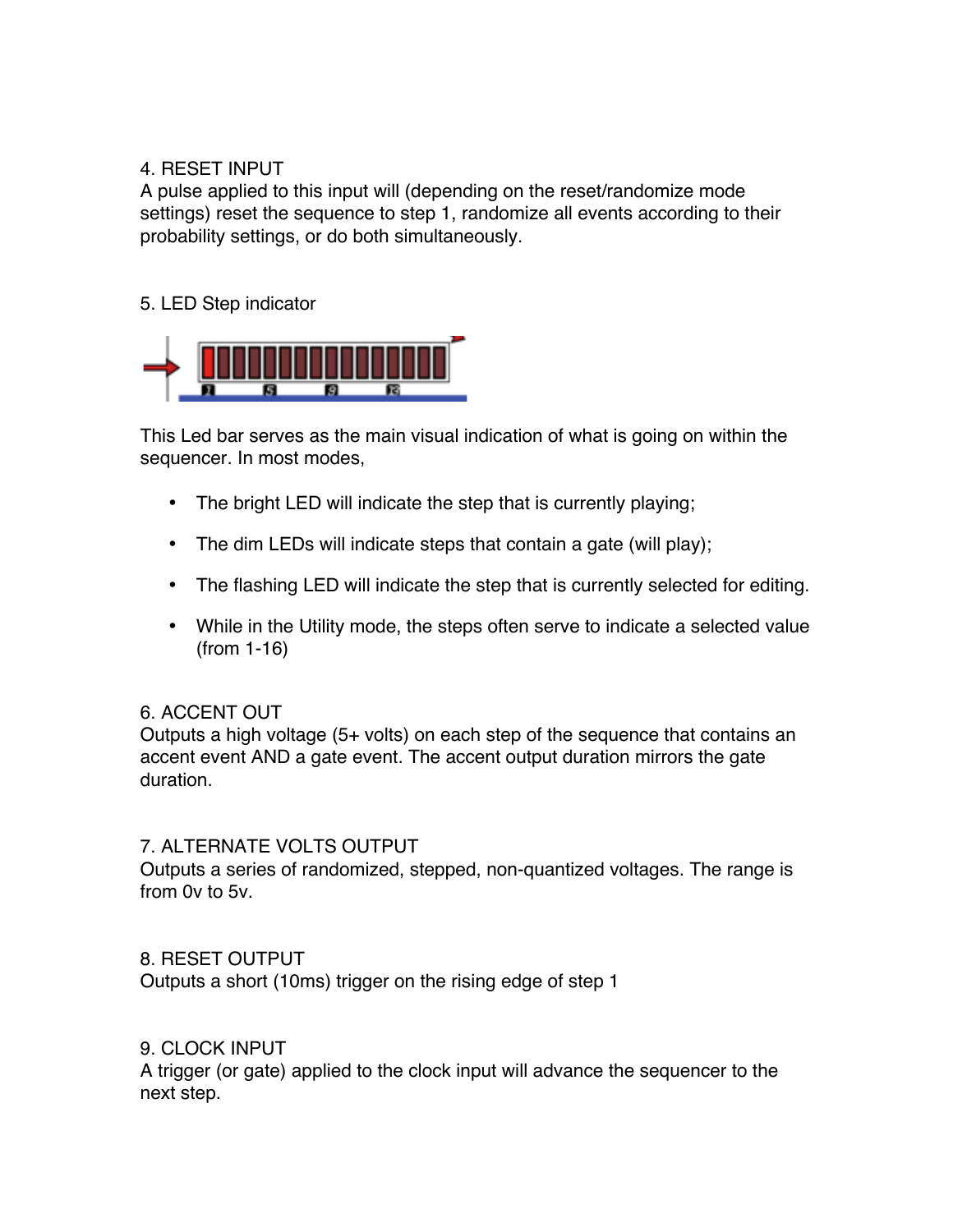4. RESET INPUT
A pulse applied to this input will (depending on the reset/randomize mode settings) reset the sequence to step 1, randomize all events according to their probability settings, or do both simultaneously.

5. LED Step indicator

This Led bar serves as the main visual indication of what is going on within the sequencer. In most modes,

- The bright LED will indicate the step that is currently playing;
- The dim LEDs will indicate steps that contain a gate (will play);
- The flashing LED will indicate the step that is currently selected for editing.
- While in the Utility mode, the steps often serve to indicate a selected value (from 1-16)

6. ACCENT OUT
Outputs a high voltage (5+ volts) on each step of the sequence that contains an accent event AND a gate event. The accent output duration mirrors the gate duration.

7. ALTERNATE VOLTS OUTPUT
Outputs a series of randomized, stepped, non-quantized voltages. The range is from 0v to 5v.

8. RESET OUTPUT
Outputs a short (10ms) trigger on the rising edge of step 1

9. CLOCK INPUT
A trigger (or gate) applied to the clock input will advance the sequencer to the next step.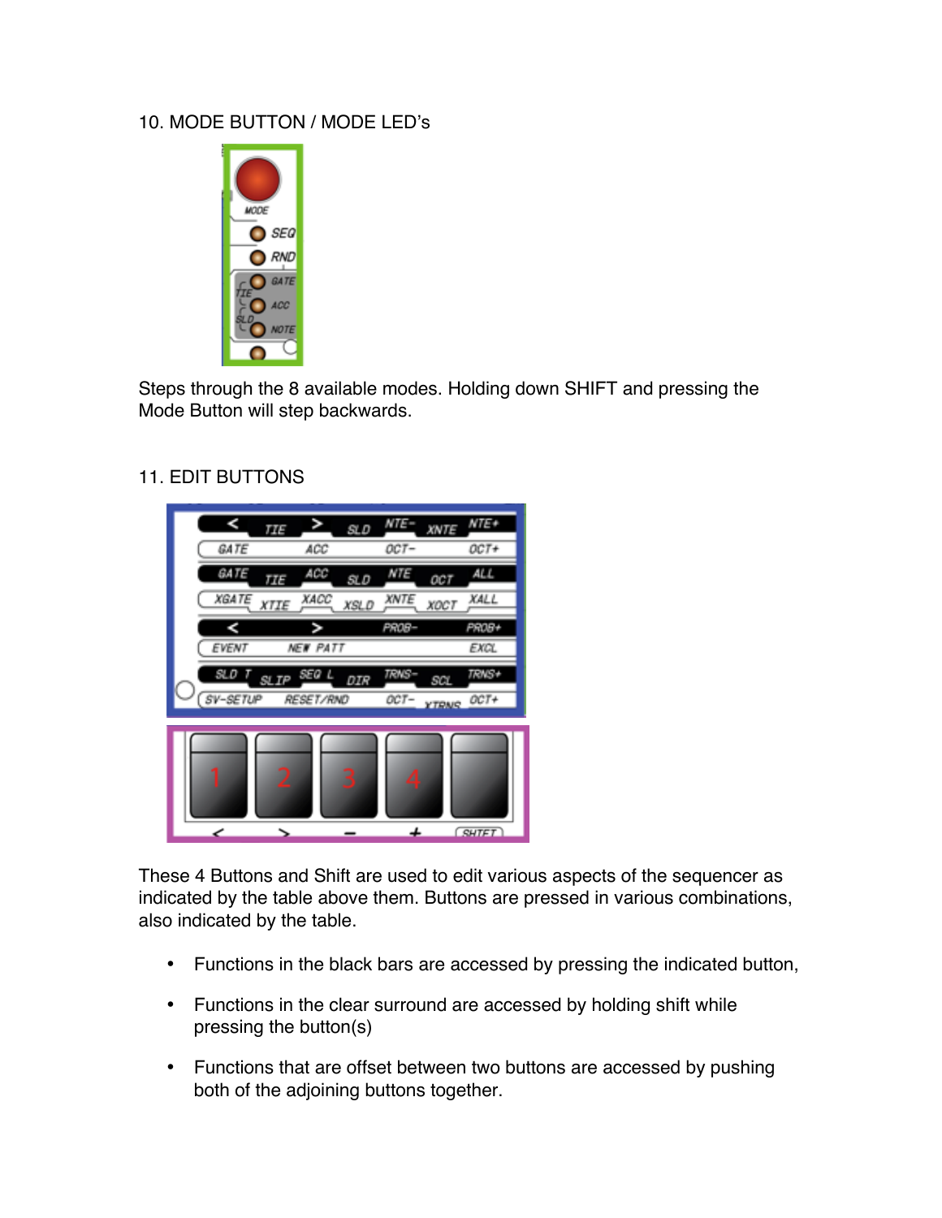10. MODE BUTTON / MODE LED's

Steps through the 8 available modes. Holding down SHIFT and pressing the Mode Button will step backwards.

11. EDIT BUTTONS

These 4 Buttons and Shift are used to edit various aspects of the sequencer as indicated by the table above them. Buttons are pressed in various combinations, also indicated by the table.

- Functions in the black bars are accessed by pressing the indicated button,
- Functions in the clear surround are accessed by holding shift while pressing the button(s)
- Functions that are offset between two buttons are accessed by pushing both of the adjoining buttons together.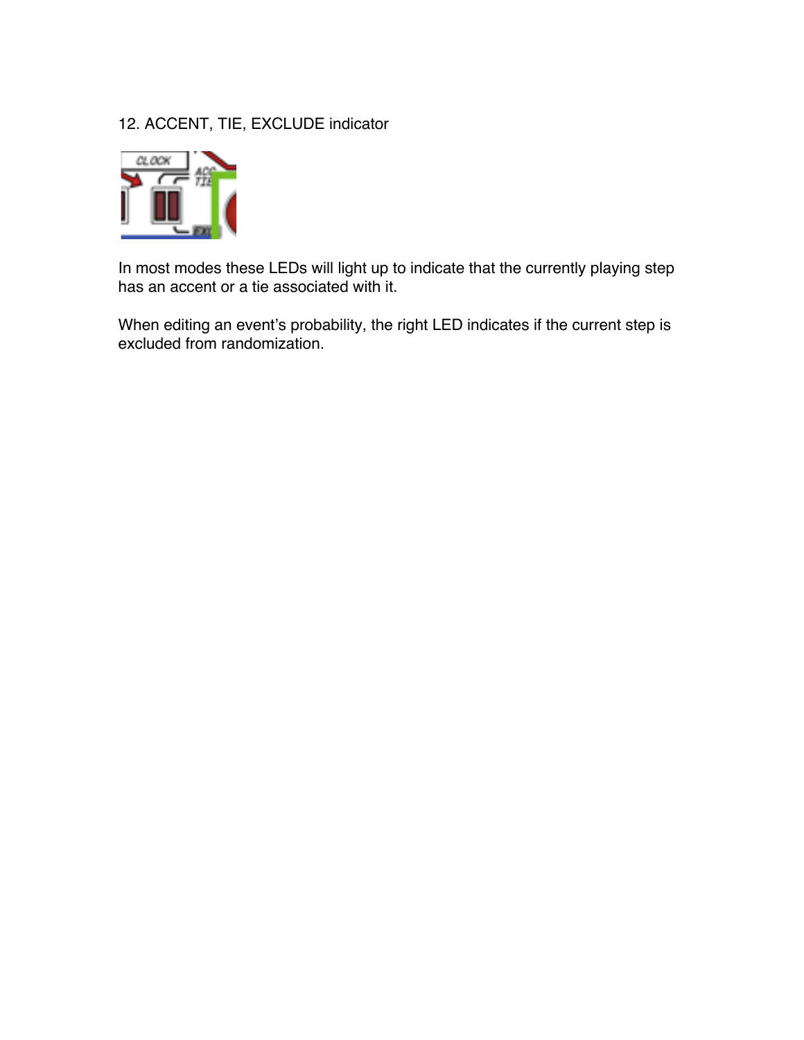12. ACCENT, TIE, EXCLUDE indicator

In most modes these LEDs will light up to indicate that the currently playing step has an accent or a tie associated with it.

When editing an event's probability, the right LED indicates if the current step is excluded from randomization.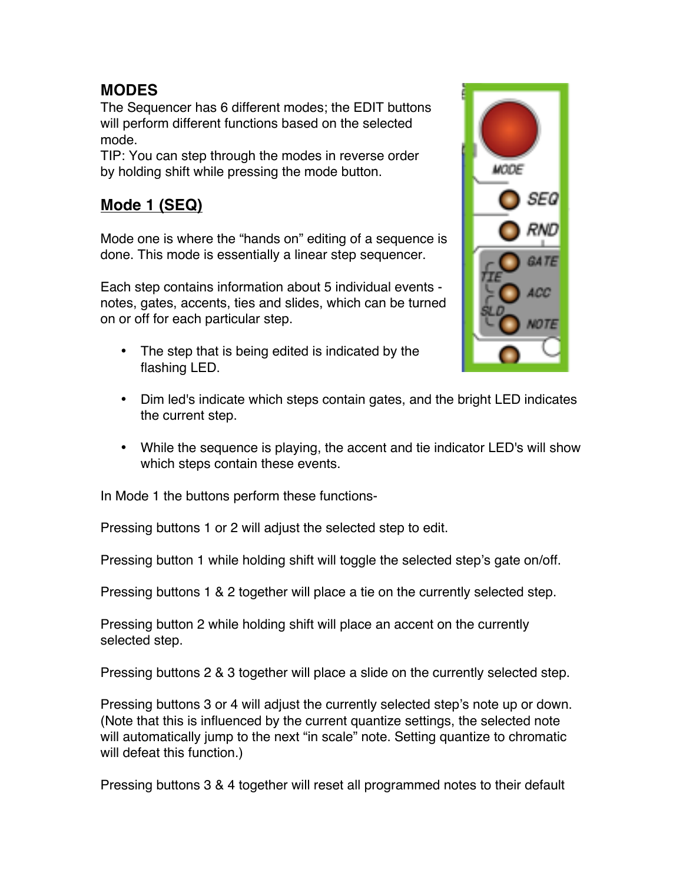## MODES

The Sequencer has 6 different modes; the EDIT buttons will perform different functions based on the selected mode.
TIP: You can step through the modes in reverse order by holding shift while pressing the mode button.

### Mode 1 (SEQ)

Mode one is where the “hands on” editing of a sequence is done. This mode is essentially a linear step sequencer.

Each step contains information about 5 individual events - notes, gates, accents, ties and slides, which can be turned on or off for each particular step.

- The step that is being edited is indicated by the flashing LED.
- Dim led's indicate which steps contain gates, and the bright LED indicates the current step.
- While the sequence is playing, the accent and tie indicator LED's will show which steps contain these events.

In Mode 1 the buttons perform these functions-

Pressing buttons 1 or 2 will adjust the selected step to edit.

Pressing button 1 while holding shift will toggle the selected step’s gate on/off.

Pressing buttons 1 & 2 together will place a tie on the currently selected step.

Pressing button 2 while holding shift will place an accent on the currently selected step.

Pressing buttons 2 & 3 together will place a slide on the currently selected step.

Pressing buttons 3 or 4 will adjust the currently selected step’s note up or down. (Note that this is influenced by the current quantize settings, the selected note will automatically jump to the next “in scale” note. Setting quantize to chromatic will defeat this function.)

Pressing buttons 3 & 4 together will reset all programmed notes to their default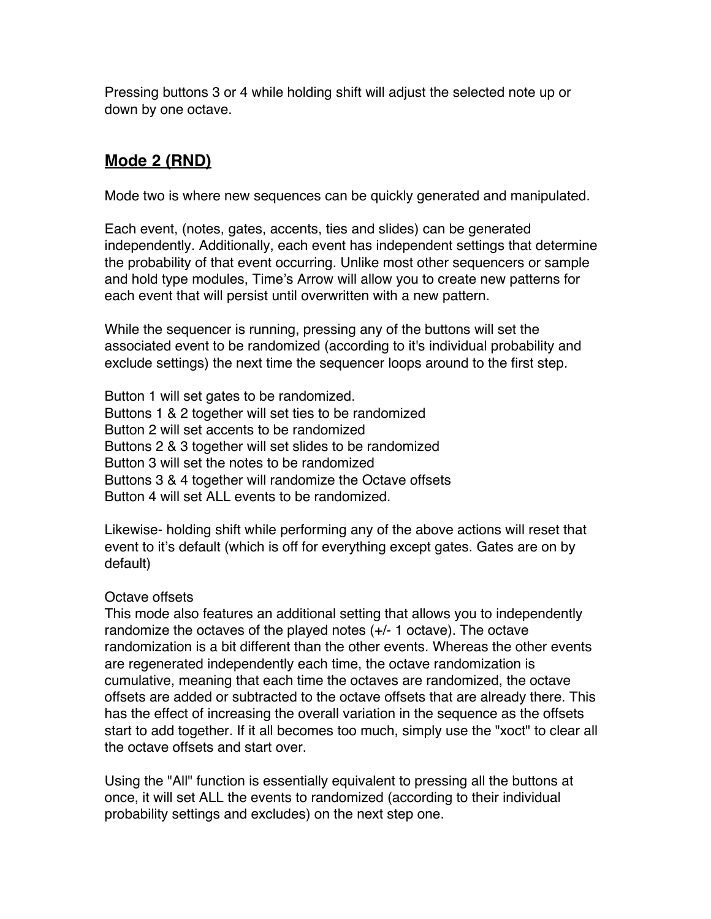Pressing buttons 3 or 4 while holding shift will adjust the selected note up or down by one octave.

## Mode 2 (RND)

Mode two is where new sequences can be quickly generated and manipulated.

Each event, (notes, gates, accents, ties and slides) can be generated independently. Additionally, each event has independent settings that determine the probability of that event occurring. Unlike most other sequencers or sample and hold type modules, Time's Arrow will allow you to create new patterns for each event that will persist until overwritten with a new pattern.

While the sequencer is running, pressing any of the buttons will set the associated event to be randomized (according to it's individual probability and exclude settings) the next time the sequencer loops around to the first step.

Button 1 will set gates to be randomized.
Buttons 1 & 2 together will set ties to be randomized
Button 2 will set accents to be randomized
Buttons 2 & 3 together will set slides to be randomized
Button 3 will set the notes to be randomized
Buttons 3 & 4 together will randomize the Octave offsets
Button 4 will set ALL events to be randomized.

Likewise- holding shift while performing any of the above actions will reset that event to it's default (which is off for everything except gates. Gates are on by default)

Octave offsets
This mode also features an additional setting that allows you to independently randomize the octaves of the played notes (+/- 1 octave). The octave randomization is a bit different than the other events. Whereas the other events are regenerated independently each time, the octave randomization is cumulative, meaning that each time the octaves are randomized, the octave offsets are added or subtracted to the octave offsets that are already there. This has the effect of increasing the overall variation in the sequence as the offsets start to add together. If it all becomes too much, simply use the "xoct" to clear all the octave offsets and start over.

Using the "All" function is essentially equivalent to pressing all the buttons at once, it will set ALL the events to randomized (according to their individual probability settings and excludes) on the next step one.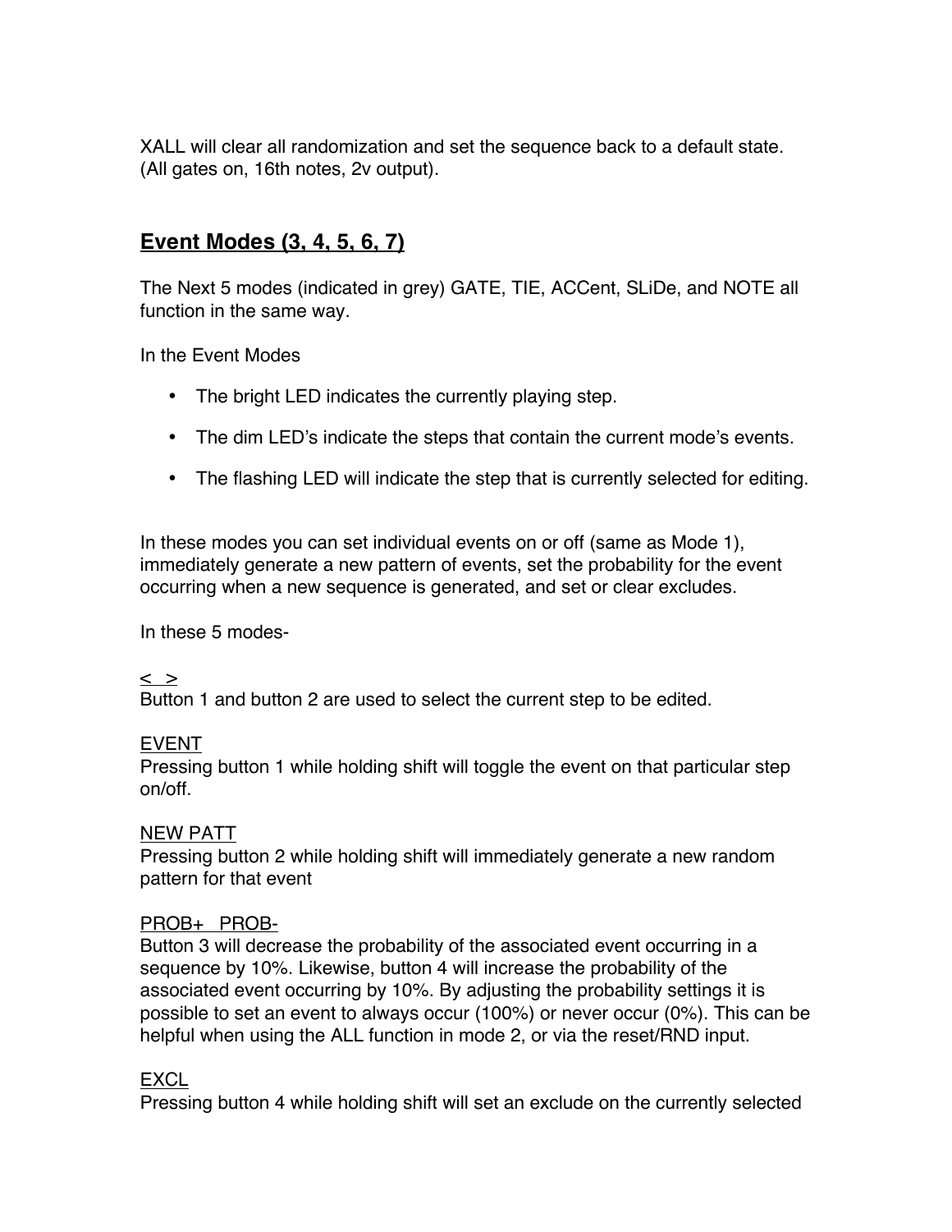XALL will clear all randomization and set the sequence back to a default state. (All gates on, 16th notes, 2v output).

## Event Modes (3, 4, 5, 6, 7)

The Next 5 modes (indicated in grey) GATE, TIE, ACCent, SLiDe, and NOTE all function in the same way.

In the Event Modes

- The bright LED indicates the currently playing step.
- The dim LED's indicate the steps that contain the current mode's events.
- The flashing LED will indicate the step that is currently selected for editing.

In these modes you can set individual events on or off (same as Mode 1), immediately generate a new pattern of events, set the probability for the event occurring when a new sequence is generated, and set or clear excludes.

In these 5 modes-

<u>< ></u>
Button 1 and button 2 are used to select the current step to be edited.

<u>EVENT</u>
Pressing button 1 while holding shift will toggle the event on that particular step on/off.

<u>NEW PATT</u>
Pressing button 2 while holding shift will immediately generate a new random pattern for that event

<u>PROB+ PROB-</u>
Button 3 will decrease the probability of the associated event occurring in a sequence by 10%. Likewise, button 4 will increase the probability of the associated event occurring by 10%. By adjusting the probability settings it is possible to set an event to always occur (100%) or never occur (0%). This can be helpful when using the ALL function in mode 2, or via the reset/RND input.

<u>EXCL</u>
Pressing button 4 while holding shift will set an exclude on the currently selected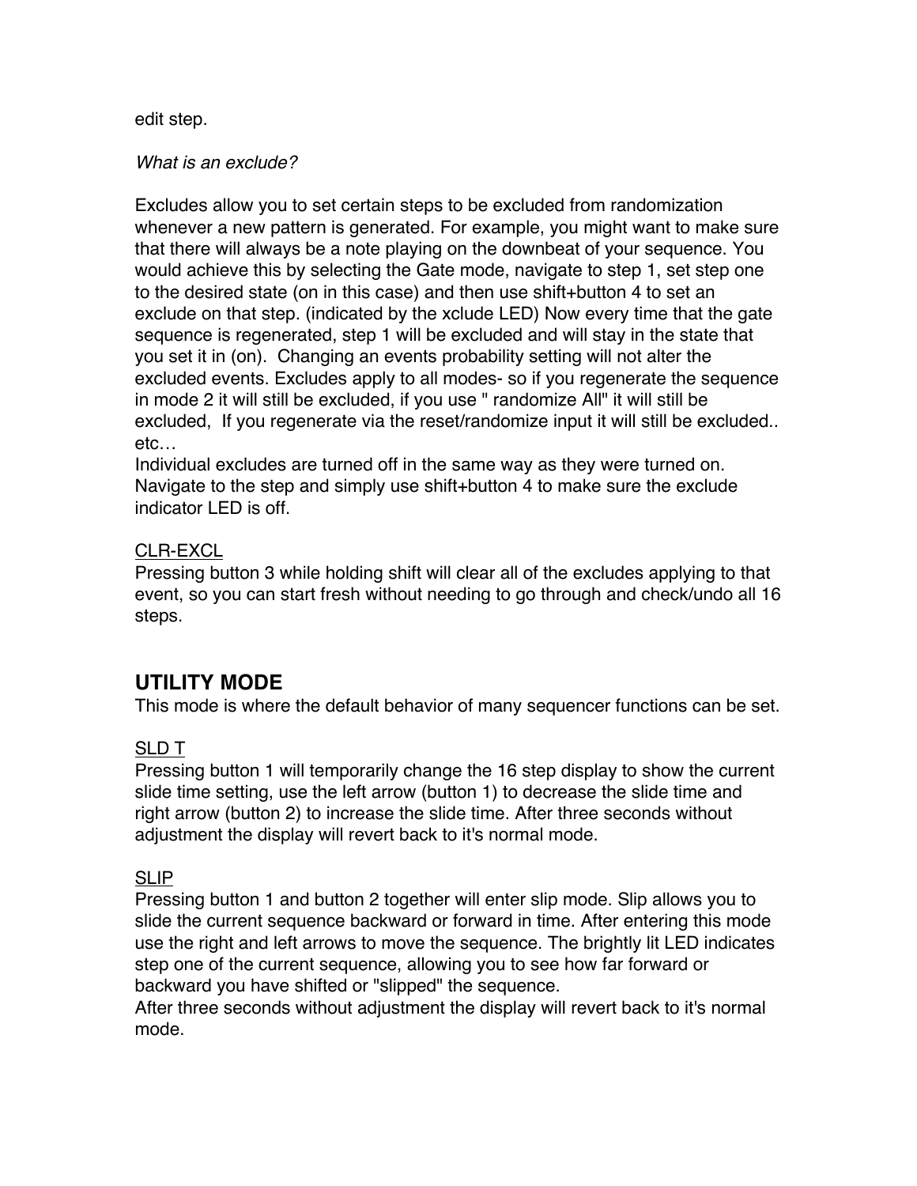edit step.

*What is an exclude?*

Excludes allow you to set certain steps to be excluded from randomization whenever a new pattern is generated. For example, you might want to make sure that there will always be a note playing on the downbeat of your sequence. You would achieve this by selecting the Gate mode, navigate to step 1, set step one to the desired state (on in this case) and then use shift+button 4 to set an exclude on that step. (indicated by the xclude LED) Now every time that the gate sequence is regenerated, step 1 will be excluded and will stay in the state that you set it in (on). Changing an events probability setting will not alter the excluded events. Excludes apply to all modes- so if you regenerate the sequence in mode 2 it will still be excluded, if you use " randomize All" it will still be excluded, If you regenerate via the reset/randomize input it will still be excluded.. etc…
Individual excludes are turned off in the same way as they were turned on. Navigate to the step and simply use shift+button 4 to make sure the exclude indicator LED is off.

<u>CLR-EXCL</u>
Pressing button 3 while holding shift will clear all of the excludes applying to that event, so you can start fresh without needing to go through and check/undo all 16 steps.

## UTILITY MODE

This mode is where the default behavior of many sequencer functions can be set.

<u>SLD T</u>
Pressing button 1 will temporarily change the 16 step display to show the current slide time setting, use the left arrow (button 1) to decrease the slide time and right arrow (button 2) to increase the slide time. After three seconds without adjustment the display will revert back to it's normal mode.

<u>SLIP</u>
Pressing button 1 and button 2 together will enter slip mode. Slip allows you to slide the current sequence backward or forward in time. After entering this mode use the right and left arrows to move the sequence. The brightly lit LED indicates step one of the current sequence, allowing you to see how far forward or backward you have shifted or "slipped" the sequence.
After three seconds without adjustment the display will revert back to it's normal mode.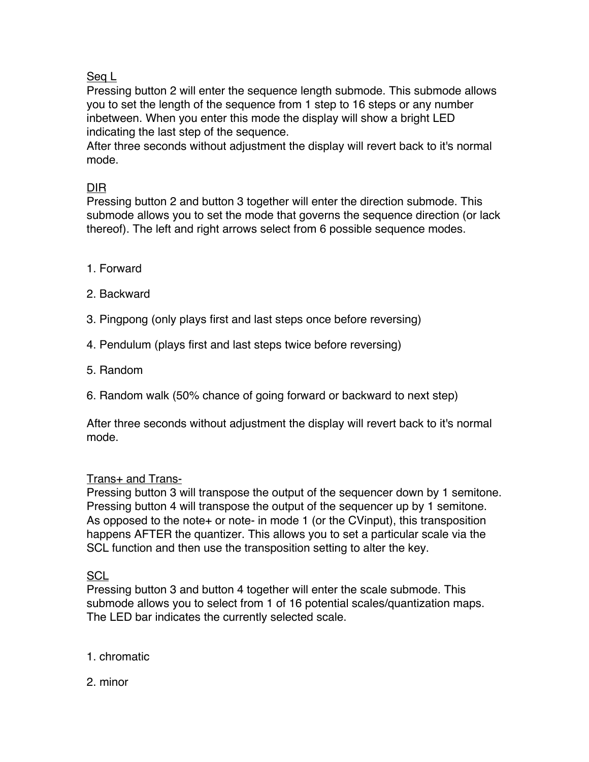Seq L

Pressing button 2 will enter the sequence length submode. This submode allows you to set the length of the sequence from 1 step to 16 steps or any number inbetween. When you enter this mode the display will show a bright LED indicating the last step of the sequence.
After three seconds without adjustment the display will revert back to it's normal mode.

DIR

Pressing button 2 and button 3 together will enter the direction submode. This submode allows you to set the mode that governs the sequence direction (or lack thereof). The left and right arrows select from 6 possible sequence modes.

1. Forward
2. Backward
3. Pingpong (only plays first and last steps once before reversing)
4. Pendulum (plays first and last steps twice before reversing)
5. Random
6. Random walk (50% chance of going forward or backward to next step)

After three seconds without adjustment the display will revert back to it's normal mode.

Trans+ and Trans-

Pressing button 3 will transpose the output of the sequencer down by 1 semitone. Pressing button 4 will transpose the output of the sequencer up by 1 semitone. As opposed to the note+ or note- in mode 1 (or the CVinput), this transposition happens AFTER the quantizer. This allows you to set a particular scale via the SCL function and then use the transposition setting to alter the key.

SCL

Pressing button 3 and button 4 together will enter the scale submode. This submode allows you to select from 1 of 16 potential scales/quantization maps. The LED bar indicates the currently selected scale.

1. chromatic
2. minor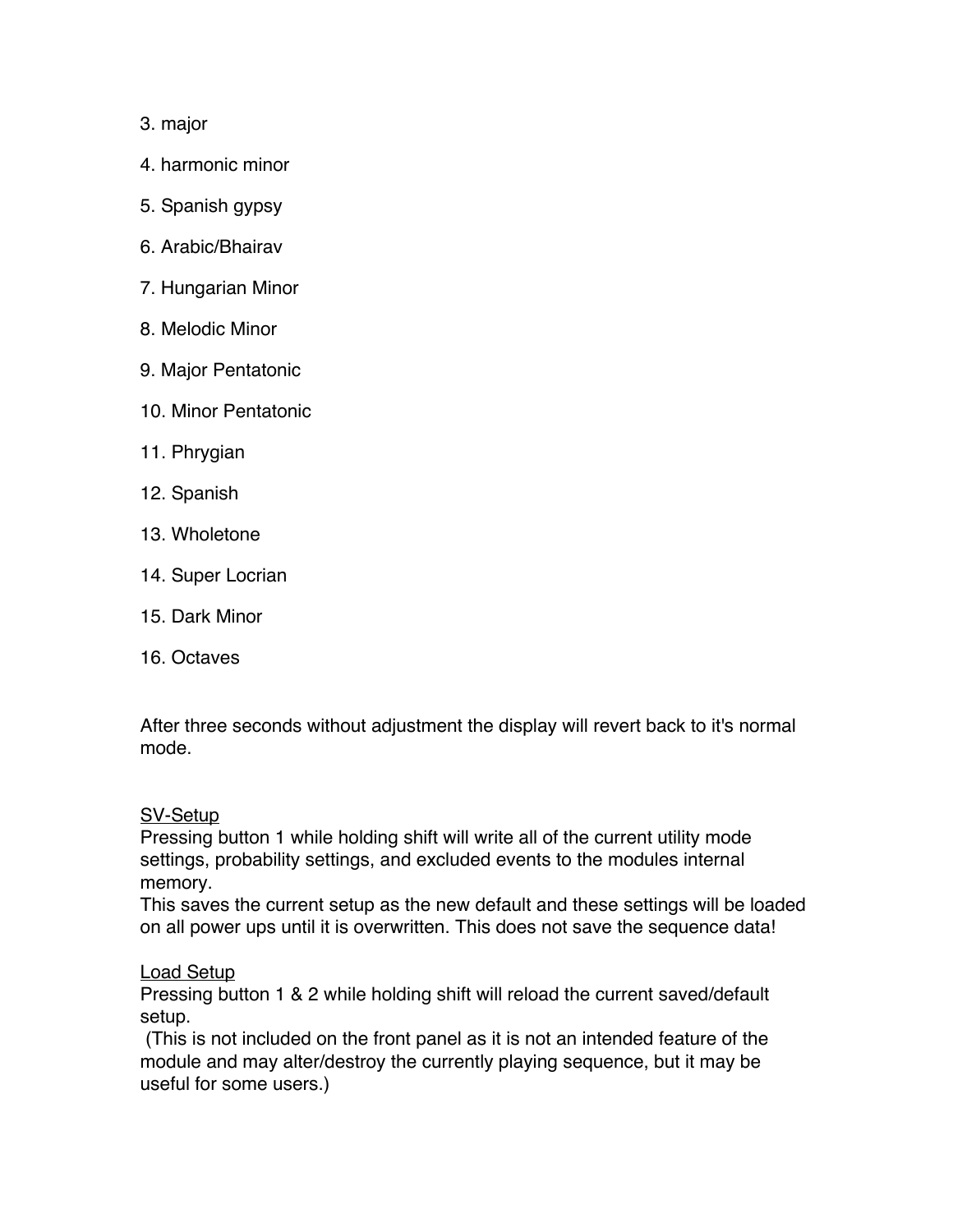3. major

4. harmonic minor

5. Spanish gypsy

6. Arabic/Bhairav

7. Hungarian Minor

8. Melodic Minor

9. Major Pentatonic

10. Minor Pentatonic

11. Phrygian

12. Spanish

13. Wholetone

14. Super Locrian

15. Dark Minor

16. Octaves

After three seconds without adjustment the display will revert back to it's normal mode.

<u>SV-Setup</u>
Pressing button 1 while holding shift will write all of the current utility mode settings, probability settings, and excluded events to the modules internal memory.
This saves the current setup as the new default and these settings will be loaded on all power ups until it is overwritten. This does not save the sequence data!

<u>Load Setup</u>
Pressing button 1 & 2 while holding shift will reload the current saved/default setup.
(This is not included on the front panel as it is not an intended feature of the module and may alter/destroy the currently playing sequence, but it may be useful for some users.)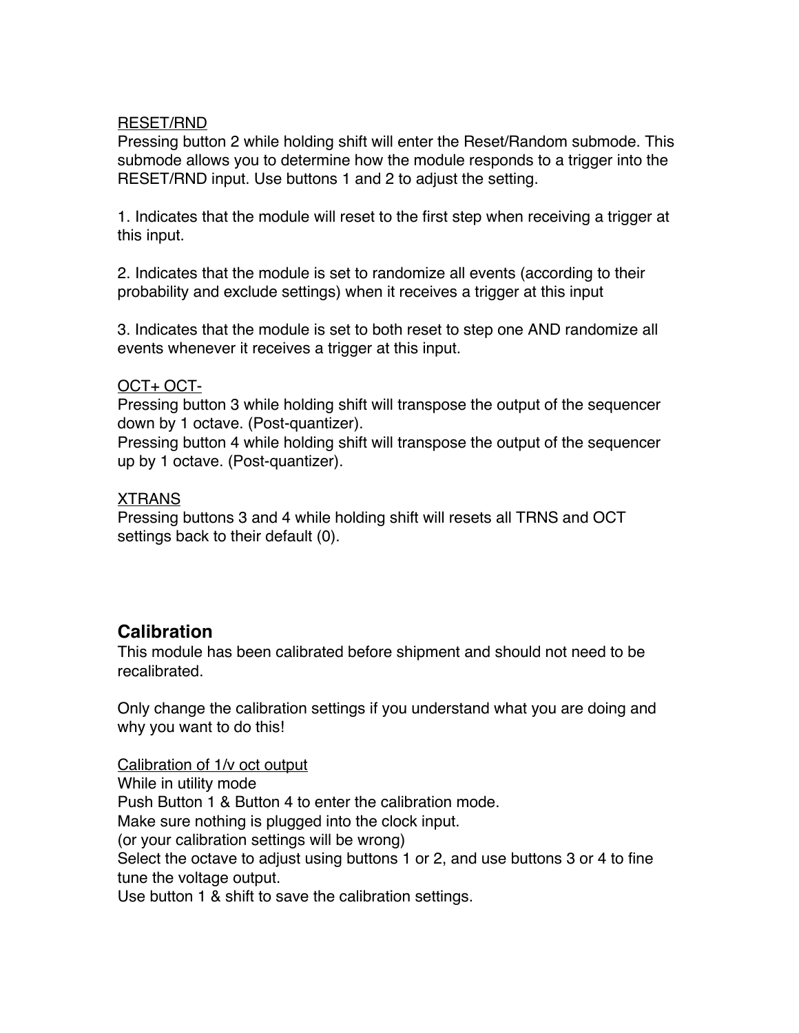RESET/RND

Pressing button 2 while holding shift will enter the Reset/Random submode. This submode allows you to determine how the module responds to a trigger into the RESET/RND input. Use buttons 1 and 2 to adjust the setting.

1. Indicates that the module will reset to the first step when receiving a trigger at this input.

2. Indicates that the module is set to randomize all events (according to their probability and exclude settings) when it receives a trigger at this input

3. Indicates that the module is set to both reset to step one AND randomize all events whenever it receives a trigger at this input.

OCT+ OCT-

Pressing button 3 while holding shift will transpose the output of the sequencer down by 1 octave. (Post-quantizer).
Pressing button 4 while holding shift will transpose the output of the sequencer up by 1 octave. (Post-quantizer).

XTRANS

Pressing buttons 3 and 4 while holding shift will resets all TRNS and OCT settings back to their default (0).

## Calibration

This module has been calibrated before shipment and should not need to be recalibrated.

Only change the calibration settings if you understand what you are doing and why you want to do this!

Calibration of 1/v oct output

While in utility mode
Push Button 1 & Button 4 to enter the calibration mode.
Make sure nothing is plugged into the clock input.
(or your calibration settings will be wrong)
Select the octave to adjust using buttons 1 or 2, and use buttons 3 or 4 to fine tune the voltage output.
Use button 1 & shift to save the calibration settings.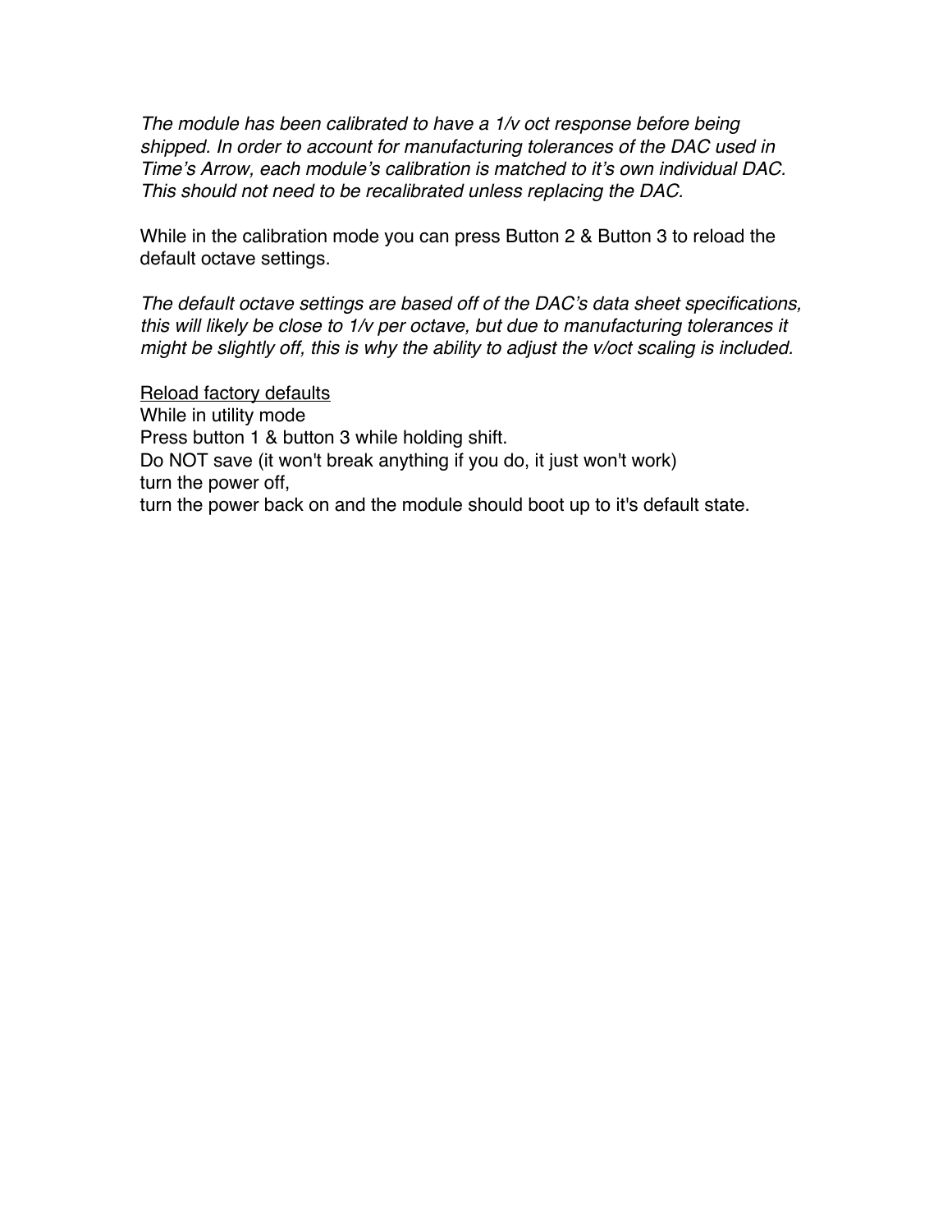*The module has been calibrated to have a 1/v oct response before being shipped. In order to account for manufacturing tolerances of the DAC used in Time's Arrow, each module's calibration is matched to it's own individual DAC. This should not need to be recalibrated unless replacing the DAC.*

While in the calibration mode you can press Button 2 & Button 3 to reload the default octave settings.

*The default octave settings are based off of the DAC's data sheet specifications, this will likely be close to 1/v per octave, but due to manufacturing tolerances it might be slightly off, this is why the ability to adjust the v/oct scaling is included.*

<u>Reload factory defaults</u>

While in utility mode

Press button 1 & button 3 while holding shift.

Do NOT save (it won't break anything if you do, it just won't work)

turn the power off,

turn the power back on and the module should boot up to it's default state.